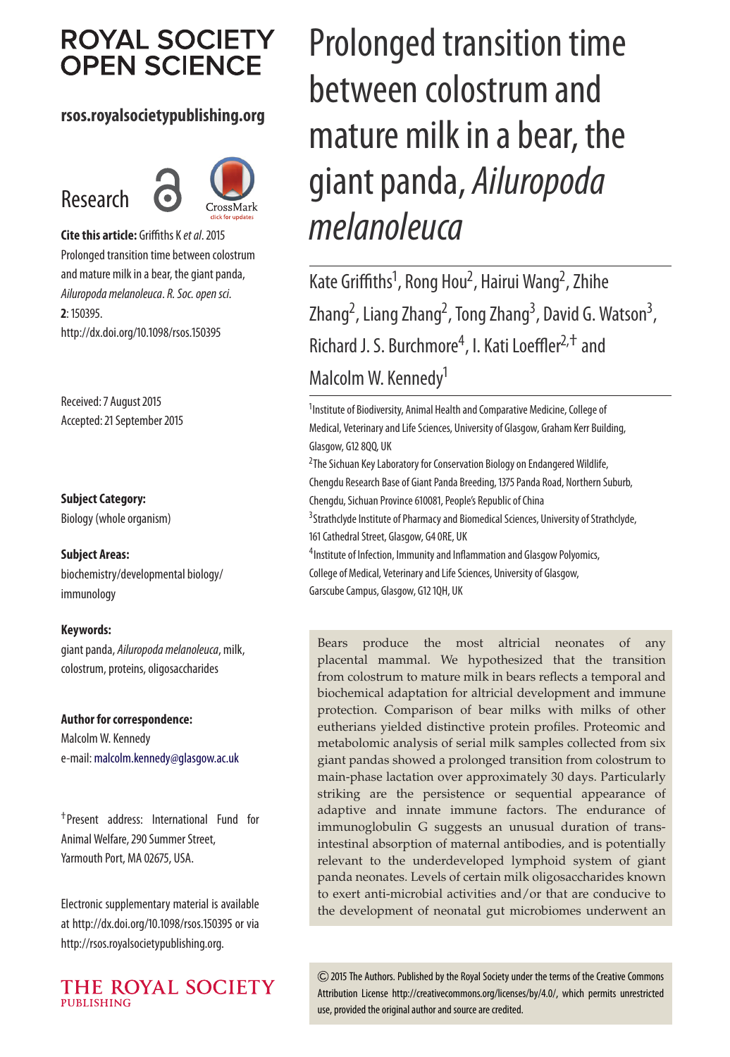# Prolonged transition time between colostrum and mature milk in a bear, the giant panda, *Ailuropoda melanoleuca*

Kate Griffiths[1], Rong Hou[2], Hairui Wang[2], Zhihe Zhang[2], Liang Zhang[2], Tong Zhang[3], David G. Watson[3], Richard J. S. Burchmore[4], I. Kati Loeffler[2,†] and Malcolm W. Kennedy[1]

[1]Institute of Biodiversity, Animal Health and Comparative Medicine, College of Medical, Veterinary and Life Sciences, University of Glasgow, Graham Kerr Building, Glasgow, G12 8QQ, UK

[2]The Sichuan Key Laboratory for Conservation Biology on Endangered Wildlife, Chengdu Research Base of Giant Panda Breeding, 1375 Panda Road, Northern Suburb, Chengdu, Sichuan Province 610081, People's Republic of China

[3]Strathclyde Institute of Pharmacy and Biomedical Sciences, University of Strathclyde, 161 Cathedral Street, Glasgow, G4 0RE, UK

[4]Institute of Infection, Immunity and Inflammation and Glasgow Polyomics, College of Medical, Veterinary and Life Sciences, University of Glasgow, Garscube Campus, Glasgow, G12 1QH, UK

ROYAL SOCIETY OPEN SCIENCE

rsos.royalsocietypublishing.org

Research

**Cite this article:** Griffiths K *et al*. 2015 Prolonged transition time between colostrum and mature milk in a bear, the giant panda, *Ailuropoda melanoleuca*. *R. Soc. open sci.* **2**: 150395. http://dx.doi.org/10.1098/rsos.150395

Received: 7 August 2015
Accepted: 21 September 2015

**Subject Category:**
Biology (whole organism)

**Subject Areas:**
biochemistry/developmental biology/immunology

**Keywords:**
giant panda, *Ailuropoda melanoleuca*, milk, colostrum, proteins, oligosaccharides

**Author for correspondence:**
Malcolm W. Kennedy
e-mail: malcolm.kennedy@glasgow.ac.uk

†Present address: International Fund for Animal Welfare, 290 Summer Street, Yarmouth Port, MA 02675, USA.

Electronic supplementary material is available at http://dx.doi.org/10.1098/rsos.150395 or via http://rsos.royalsocietypublishing.org.

Bears produce the most altricial neonates of any placental mammal. We hypothesized that the transition from colostrum to mature milk in bears reflects a temporal and biochemical adaptation for altricial development and immune protection. Comparison of bear milks with milks of other eutherians yielded distinctive protein profiles. Proteomic and metabolomic analysis of serial milk samples collected from six giant pandas showed a prolonged transition from colostrum to main-phase lactation over approximately 30 days. Particularly striking are the persistence or sequential appearance of adaptive and innate immune factors. The endurance of immunoglobulin G suggests an unusual duration of trans-intestinal absorption of maternal antibodies, and is potentially relevant to the underdeveloped lymphoid system of giant panda neonates. Levels of certain milk oligosaccharides known to exert anti-microbial activities and/or that are conducive to the development of neonatal gut microbiomes underwent an

© 2015 The Authors. Published by the Royal Society under the terms of the Creative Commons Attribution License http://creativecommons.org/licenses/by/4.0/, which permits unrestricted use, provided the original author and source are credited.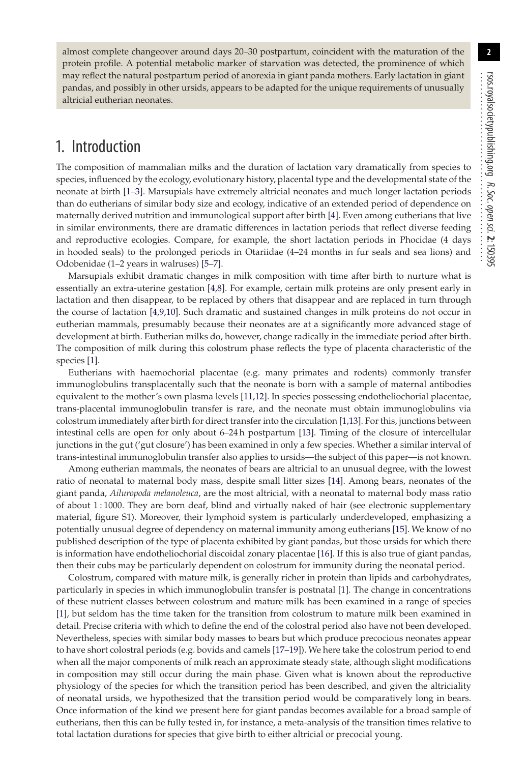almost complete changeover around days 20–30 postpartum, coincident with the maturation of the protein profile. A potential metabolic marker of starvation was detected, the prominence of which may reflect the natural postpartum period of anorexia in giant panda mothers. Early lactation in giant pandas, and possibly in other ursids, appears to be adapted for the unique requirements of unusually altricial eutherian neonates.

## 1. Introduction

The composition of mammalian milks and the duration of lactation vary dramatically from species to species, influenced by the ecology, evolutionary history, placental type and the developmental state of the neonate at birth [1–3]. Marsupials have extremely altricial neonates and much longer lactation periods than do eutherians of similar body size and ecology, indicative of an extended period of dependence on maternally derived nutrition and immunological support after birth [4]. Even among eutherians that live in similar environments, there are dramatic differences in lactation periods that reflect diverse feeding and reproductive ecologies. Compare, for example, the short lactation periods in Phocidae (4 days in hooded seals) to the prolonged periods in Otariidae (4–24 months in fur seals and sea lions) and Odobenidae (1–2 years in walruses) [5–7].

Marsupials exhibit dramatic changes in milk composition with time after birth to nurture what is essentially an extra-uterine gestation [4,8]. For example, certain milk proteins are only present early in lactation and then disappear, to be replaced by others that disappear and are replaced in turn through the course of lactation [4,9,10]. Such dramatic and sustained changes in milk proteins do not occur in eutherian mammals, presumably because their neonates are at a significantly more advanced stage of development at birth. Eutherian milks do, however, change radically in the immediate period after birth. The composition of milk during this colostrum phase reflects the type of placenta characteristic of the species [1].

Eutherians with haemochorial placentae (e.g. many primates and rodents) commonly transfer immunoglobulins transplacentally such that the neonate is born with a sample of maternal antibodies equivalent to the mother's own plasma levels [11,12]. In species possessing endotheliochorial placentae, trans-placental immunoglobulin transfer is rare, and the neonate must obtain immunoglobulins via colostrum immediately after birth for direct transfer into the circulation [1,13]. For this, junctions between intestinal cells are open for only about 6–24 h postpartum [13]. Timing of the closure of intercellular junctions in the gut ('gut closure') has been examined in only a few species. Whether a similar interval of trans-intestinal immunoglobulin transfer also applies to ursids—the subject of this paper—is not known.

Among eutherian mammals, the neonates of bears are altricial to an unusual degree, with the lowest ratio of neonatal to maternal body mass, despite small litter sizes [14]. Among bears, neonates of the giant panda, *Ailuropoda melanoleuca*, are the most altricial, with a neonatal to maternal body mass ratio of about 1 : 1000. They are born deaf, blind and virtually naked of hair (see electronic supplementary material, figure S1). Moreover, their lymphoid system is particularly underdeveloped, emphasizing a potentially unusual degree of dependency on maternal immunity among eutherians [15]. We know of no published description of the type of placenta exhibited by giant pandas, but those ursids for which there is information have endotheliochorial discoidal zonary placentae [16]. If this is also true of giant pandas, then their cubs may be particularly dependent on colostrum for immunity during the neonatal period.

Colostrum, compared with mature milk, is generally richer in protein than lipids and carbohydrates, particularly in species in which immunoglobulin transfer is postnatal [1]. The change in concentrations of these nutrient classes between colostrum and mature milk has been examined in a range of species [1], but seldom has the time taken for the transition from colostrum to mature milk been examined in detail. Precise criteria with which to define the end of the colostral period also have not been developed. Nevertheless, species with similar body masses to bears but which produce precocious neonates appear to have short colostral periods (e.g. bovids and camels [17–19]). We here take the colostrum period to end when all the major components of milk reach an approximate steady state, although slight modifications in composition may still occur during the main phase. Given what is known about the reproductive physiology of the species for which the transition period has been described, and given the altriciality of neonatal ursids, we hypothesized that the transition period would be comparatively long in bears. Once information of the kind we present here for giant pandas becomes available for a broad sample of eutherians, then this can be fully tested in, for instance, a meta-analysis of the transition times relative to total lactation durations for species that give birth to either altricial or precocial young.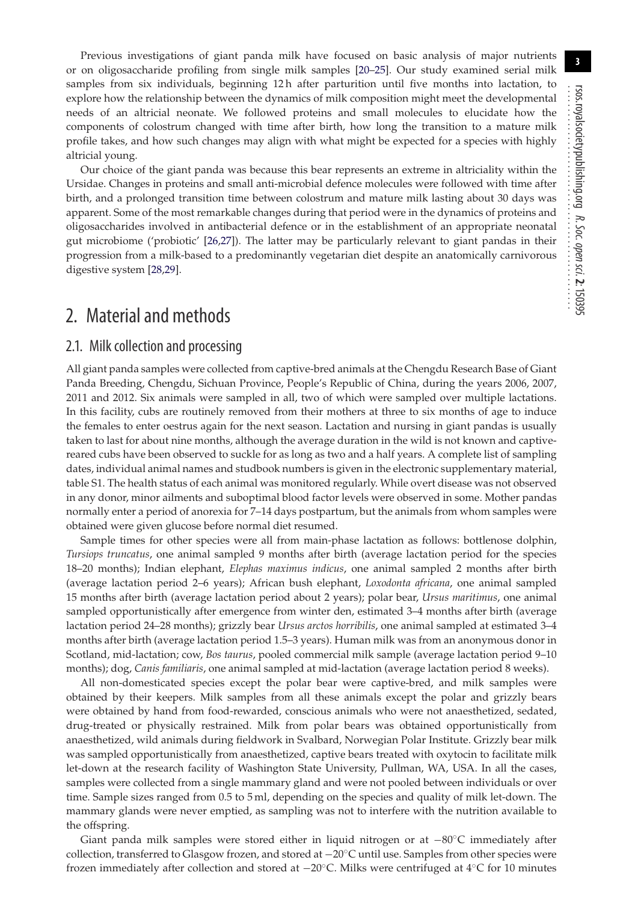Previous investigations of giant panda milk have focused on basic analysis of major nutrients or on oligosaccharide profiling from single milk samples [20–25]. Our study examined serial milk samples from six individuals, beginning 12 h after parturition until five months into lactation, to explore how the relationship between the dynamics of milk composition might meet the developmental needs of an altricial neonate. We followed proteins and small molecules to elucidate how the components of colostrum changed with time after birth, how long the transition to a mature milk profile takes, and how such changes may align with what might be expected for a species with highly altricial young.

Our choice of the giant panda was because this bear represents an extreme in altricialiity within the Ursidae. Changes in proteins and small anti-microbial defence molecules were followed with time after birth, and a prolonged transition time between colostrum and mature milk lasting about 30 days was apparent. Some of the most remarkable changes during that period were in the dynamics of proteins and oligosaccharides involved in antibacterial defence or in the establishment of an appropriate neonatal gut microbiome ('probiotic' [26,27]). The latter may be particularly relevant to giant pandas in their progression from a milk-based to a predominantly vegetarian diet despite an anatomically carnivorous digestive system [28,29].

# 2. Material and methods

## 2.1. Milk collection and processing

All giant panda samples were collected from captive-bred animals at the Chengdu Research Base of Giant Panda Breeding, Chengdu, Sichuan Province, People's Republic of China, during the years 2006, 2007, 2011 and 2012. Six animals were sampled in all, two of which were sampled over multiple lactations. In this facility, cubs are routinely removed from their mothers at three to six months of age to induce the females to enter oestrus again for the next season. Lactation and nursing in giant pandas is usually taken to last for about nine months, although the average duration in the wild is not known and captive-reared cubs have been observed to suckle for as long as two and a half years. A complete list of sampling dates, individual animal names and studbook numbers is given in the electronic supplementary material, table S1. The health status of each animal was monitored regularly. While overt disease was not observed in any donor, minor ailments and suboptimal blood factor levels were observed in some. Mother pandas normally enter a period of anorexia for 7–14 days postpartum, but the animals from whom samples were obtained were given glucose before normal diet resumed.

Sample times for other species were all from main-phase lactation as follows: bottlenose dolphin, *Tursiops truncatus*, one animal sampled 9 months after birth (average lactation period for the species 18–20 months); Indian elephant, *Elephas maximus indicus*, one animal sampled 2 months after birth (average lactation period 2–6 years); African bush elephant, *Loxodonta africana*, one animal sampled 15 months after birth (average lactation period about 2 years); polar bear, *Ursus maritimus*, one animal sampled opportunistically after emergence from winter den, estimated 3–4 months after birth (average lactation period 24–28 months); grizzly bear *Ursus arctos horribilis*, one animal sampled at estimated 3–4 months after birth (average lactation period 1.5–3 years). Human milk was from an anonymous donor in Scotland, mid-lactation; cow, *Bos taurus*, pooled commercial milk sample (average lactation period 9–10 months); dog, *Canis familiaris*, one animal sampled at mid-lactation (average lactation period 8 weeks).

All non-domesticated species except the polar bear were captive-bred, and milk samples were obtained by their keepers. Milk samples from all these animals except the polar and grizzly bears were obtained by hand from food-rewarded, conscious animals who were not anaesthetized, sedated, drug-treated or physically restrained. Milk from polar bears was obtained opportunistically from anaesthetized, wild animals during fieldwork in Svalbard, Norwegian Polar Institute. Grizzly bear milk was sampled opportunistically from anaesthetized, captive bears treated with oxytocin to facilitate milk let-down at the research facility of Washington State University, Pullman, WA, USA. In all the cases, samples were collected from a single mammary gland and were not pooled between individuals or over time. Sample sizes ranged from 0.5 to 5 ml, depending on the species and quality of milk let-down. The mammary glands were never emptied, as sampling was not to interfere with the nutrition available to the offspring.

Giant panda milk samples were stored either in liquid nitrogen or at −80°C immediately after collection, transferred to Glasgow frozen, and stored at −20°C until use. Samples from other species were frozen immediately after collection and stored at −20°C. Milks were centrifuged at 4°C for 10 minutes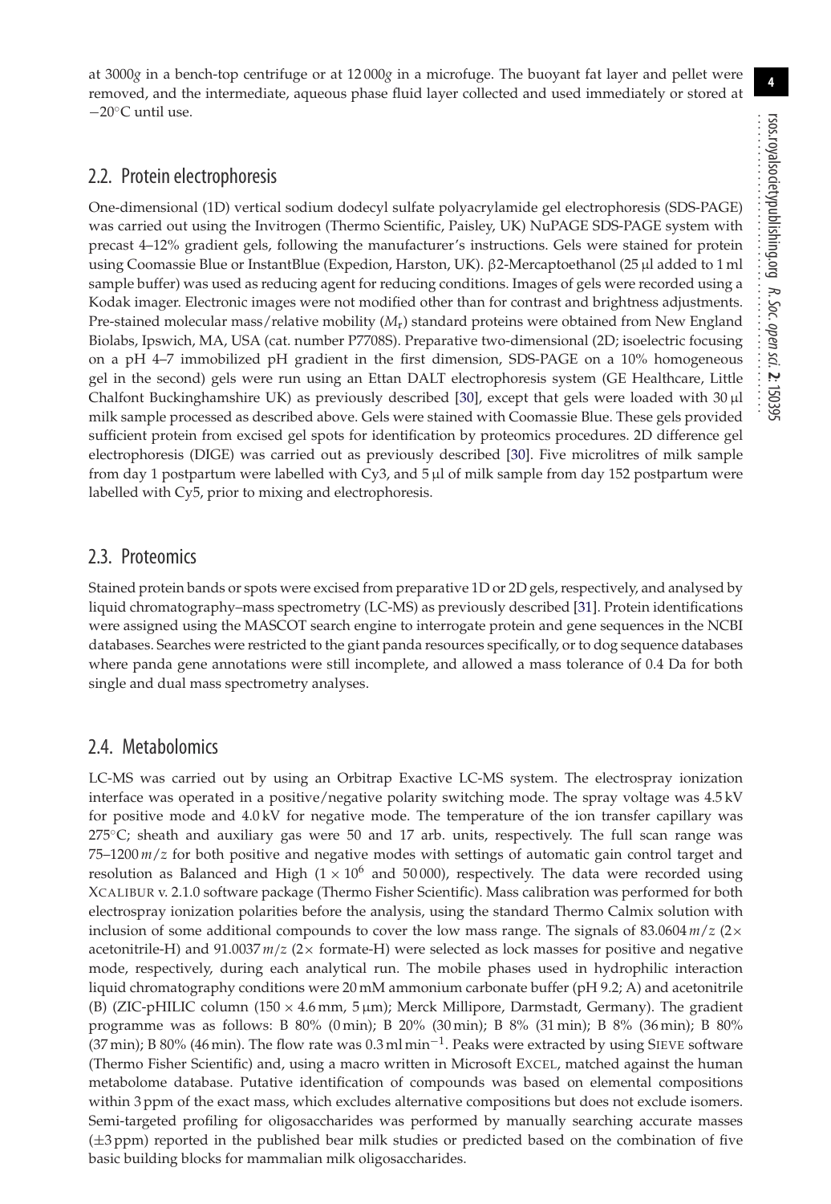at 3000*g* in a bench-top centrifuge or at 12 000*g* in a microfuge. The buoyant fat layer and pellet were removed, and the intermediate, aqueous phase fluid layer collected and used immediately or stored at −20°C until use.

## 2.2. Protein electrophoresis

One-dimensional (1D) vertical sodium dodecyl sulfate polyacrylamide gel electrophoresis (SDS-PAGE) was carried out using the Invitrogen (Thermo Scientific, Paisley, UK) NuPAGE SDS-PAGE system with precast 4–12% gradient gels, following the manufacturer's instructions. Gels were stained for protein using Coomassie Blue or InstantBlue (Expedion, Harston, UK). β2-Mercaptoethanol (25 µl added to 1 ml sample buffer) was used as reducing agent for reducing conditions. Images of gels were recorded using a Kodak imager. Electronic images were not modified other than for contrast and brightness adjustments. Pre-stained molecular mass/relative mobility ($M_r$) standard proteins were obtained from New England Biolabs, Ipswich, MA, USA (cat. number P7708S). Preparative two-dimensional (2D; isoelectric focusing on a pH 4–7 immobilized pH gradient in the first dimension, SDS-PAGE on a 10% homogeneous gel in the second) gels were run using an Ettan DALT electrophoresis system (GE Healthcare, Little Chalfont Buckinghamshire UK) as previously described [30], except that gels were loaded with 30 µl milk sample processed as described above. Gels were stained with Coomassie Blue. These gels provided sufficient protein from excised gel spots for identification by proteomics procedures. 2D difference gel electrophoresis (DIGE) was carried out as previously described [30]. Five microlitres of milk sample from day 1 postpartum were labelled with Cy3, and 5 µl of milk sample from day 152 postpartum were labelled with Cy5, prior to mixing and electrophoresis.

## 2.3. Proteomics

Stained protein bands or spots were excised from preparative 1D or 2D gels, respectively, and analysed by liquid chromatography–mass spectrometry (LC-MS) as previously described [31]. Protein identifications were assigned using the MASCOT search engine to interrogate protein and gene sequences in the NCBI databases. Searches were restricted to the giant panda resources specifically, or to dog sequence databases where panda gene annotations were still incomplete, and allowed a mass tolerance of 0.4 Da for both single and dual mass spectrometry analyses.

## 2.4. Metabolomics

LC-MS was carried out by using an Orbitrap Exactive LC-MS system. The electrospray ionization interface was operated in a positive/negative polarity switching mode. The spray voltage was 4.5 kV for positive mode and 4.0 kV for negative mode. The temperature of the ion transfer capillary was 275°C; sheath and auxiliary gas were 50 and 17 arb. units, respectively. The full scan range was 75–1200 $m/z$ for both positive and negative modes with settings of automatic gain control target and resolution as Balanced and High ($1 \times 10^6$ and 50 000), respectively. The data were recorded using XCALIBUR v. 2.1.0 software package (Thermo Fisher Scientific). Mass calibration was performed for both electrospray ionization polarities before the analysis, using the standard Thermo Calmix solution with inclusion of some additional compounds to cover the low mass range. The signals of 83.0604 $m/z$ (2× acetonitrile-H) and 91.0037 $m/z$ (2× formate-H) were selected as lock masses for positive and negative mode, respectively, during each analytical run. The mobile phases used in hydrophilic interaction liquid chromatography conditions were 20 mM ammonium carbonate buffer (pH 9.2; A) and acetonitrile (B) (ZIC-pHILIC column (150 × 4.6 mm, 5 µm); Merck Millipore, Darmstadt, Germany). The gradient programme was as follows: B 80% (0 min); B 20% (30 min); B 8% (31 min); B 8% (36 min); B 80% (37 min); B 80% (46 min). The flow rate was 0.3 ml min$^{-1}$. Peaks were extracted by using SIEVE software (Thermo Fisher Scientific) and, using a macro written in Microsoft EXCEL, matched against the human metabolome database. Putative identification of compounds was based on elemental compositions within 3 ppm of the exact mass, which excludes alternative compositions but does not exclude isomers. Semi-targeted profiling for oligosaccharides was performed by manually searching accurate masses (±3 ppm) reported in the published bear milk studies or predicted based on the combination of five basic building blocks for mammalian milk oligosaccharides.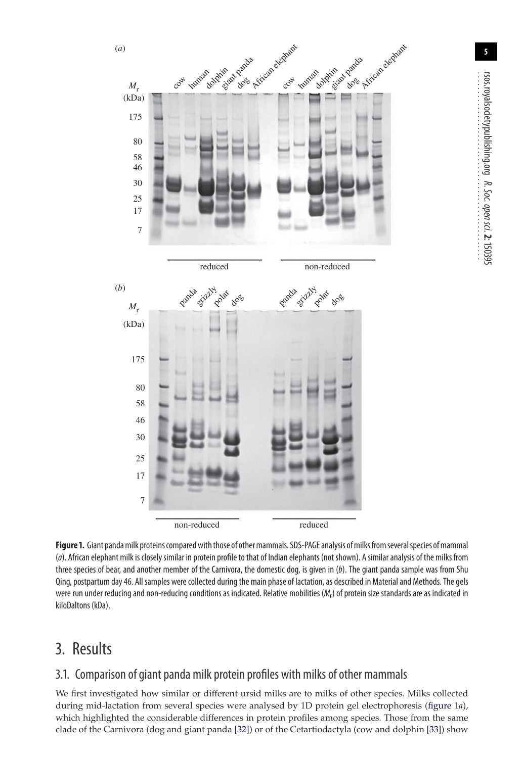**Figure 1.** Giant panda milk proteins compared with those of other mammals. SDS-PAGE analysis of milks from several species of mammal (*a*). African elephant milk is closely similar in protein profile to that of Indian elephants (not shown). A similar analysis of the milks from three species of bear, and another member of the Carnivora, the domestic dog, is given in (*b*). The giant panda sample was from Shu Qing, postpartum day 46. All samples were collected during the main phase of lactation, as described in Material and Methods. The gels were run under reducing and non-reducing conditions as indicated. Relative mobilities ($M_r$) of protein size standards are as indicated in kiloDaltons (kDa).

# 3. Results

## 3.1. Comparison of giant panda milk protein profiles with milks of other mammals

We first investigated how similar or different ursid milks are to milks of other species. Milks collected during mid-lactation from several species were analysed by 1D protein gel electrophoresis (figure 1*a*), which highlighted the considerable differences in protein profiles among species. Those from the same clade of the Carnivora (dog and giant panda [32]) or of the Cetartiodactyla (cow and dolphin [33]) show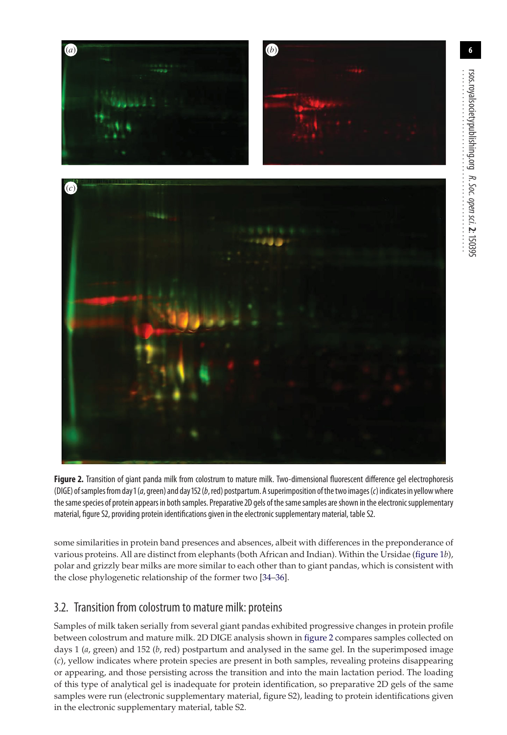**Figure 2.** Transition of giant panda milk from colostrum to mature milk. Two-dimensional fluorescent difference gel electrophoresis (DIGE) of samples from day 1 (*a*, green) and day 152 (*b*, red) postpartum. A superimposition of the two images (*c*) indicates in yellow where the same species of protein appears in both samples. Preparative 2D gels of the same samples are shown in the electronic supplementary material, figure S2, providing protein identifications given in the electronic supplementary material, table S2.

some similarities in protein band presences and absences, albeit with differences in the preponderance of various proteins. All are distinct from elephants (both African and Indian). Within the Ursidae (figure 1*b*), polar and grizzly bear milks are more similar to each other than to giant pandas, which is consistent with the close phylogenetic relationship of the former two [34–36].

## 3.2. Transition from colostrum to mature milk: proteins

Samples of milk taken serially from several giant pandas exhibited progressive changes in protein profile between colostrum and mature milk. 2D DIGE analysis shown in figure 2 compares samples collected on days 1 (*a*, green) and 152 (*b*, red) postpartum and analysed in the same gel. In the superimposed image (*c*), yellow indicates where protein species are present in both samples, revealing proteins disappearing or appearing, and those persisting across the transition and into the main lactation period. The loading of this type of analytical gel is inadequate for protein identification, so preparative 2D gels of the same samples were run (electronic supplementary material, figure S2), leading to protein identifications given in the electronic supplementary material, table S2.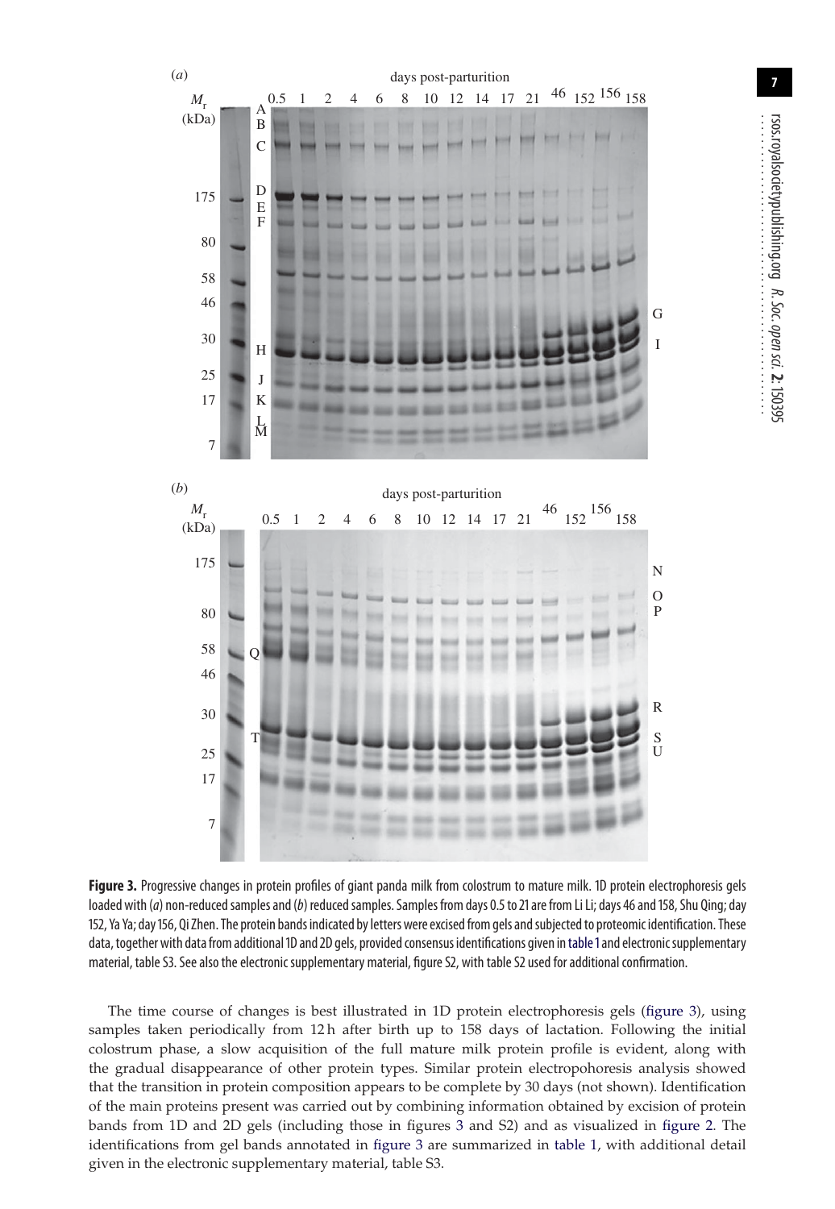**Figure 3.** Progressive changes in protein profiles of giant panda milk from colostrum to mature milk. 1D protein electrophoresis gels loaded with (*a*) non-reduced samples and (*b*) reduced samples. Samples from days 0.5 to 21 are from Li Li; days 46 and 158, Shu Qing; day 152, Ya Ya; day 156, Qi Zhen. The protein bands indicated by letters were excised from gels and subjected to proteomic identification. These data, together with data from additional 1D and 2D gels, provided consensus identifications given in table 1 and electronic supplementary material, table S3. See also the electronic supplementary material, figure S2, with table S2 used for additional confirmation.

The time course of changes is best illustrated in 1D protein electrophoresis gels (figure 3), using samples taken periodically from 12 h after birth up to 158 days of lactation. Following the initial colostrum phase, a slow acquisition of the full mature milk protein profile is evident, along with the gradual disappearance of other protein types. Similar protein electropohoresis analysis showed that the transition in protein composition appears to be complete by 30 days (not shown). Identification of the main proteins present was carried out by combining information obtained by excision of protein bands from 1D and 2D gels (including those in figures 3 and S2) and as visualized in figure 2. The identifications from gel bands annotated in figure 3 are summarized in table 1, with additional detail given in the electronic supplementary material, table S3.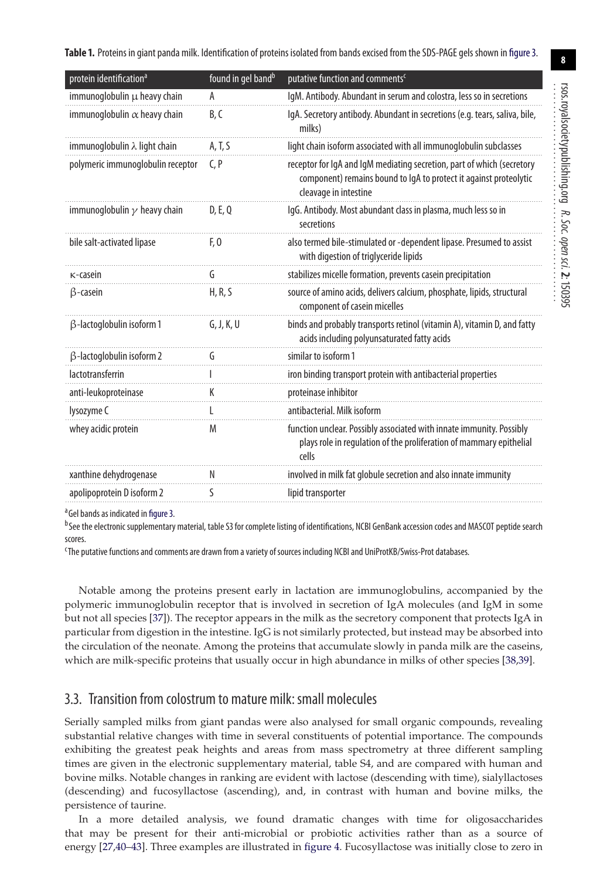**Table 1.** Proteins in giant panda milk. Identification of proteins isolated from bands excised from the SDS-PAGE gels shown in figure 3.

| protein identification[a] | found in gel band[b] | putative function and comments[c] |
|---|---|---|
| immunoglobulin $\mu$ heavy chain | A | IgM. Antibody. Abundant in serum and colostra, less so in secretions |
| immunoglobulin $\alpha$ heavy chain | B, C | IgA. Secretory antibody. Abundant in secretions (e.g. tears, saliva, bile, milks) |
| immunoglobulin $\lambda$ light chain | A, T, S | light chain isoform associated with all immunoglobulin subclasses |
| polymeric immunoglobulin receptor | C, P | receptor for IgA and IgM mediating secretion, part of which (secretory component) remains bound to IgA to protect it against proteolytic cleavage in intestine |
| immunoglobulin $\gamma$ heavy chain | D, E, Q | IgG. Antibody. Most abundant class in plasma, much less so in secretions |
| bile salt-activated lipase | F, O | also termed bile-stimulated or -dependent lipase. Presumed to assist with digestion of triglyceride lipids |
| $\kappa$-casein | G | stabilizes micelle formation, prevents casein precipitation |
| $\beta$-casein | H, R, S | source of amino acids, delivers calcium, phosphate, lipids, structural component of casein micelles |
| $\beta$-lactoglobulin isoform 1 | G, J, K, U | binds and probably transports retinol (vitamin A), vitamin D, and fatty acids including polyunsaturated fatty acids |
| $\beta$-lactoglobulin isoform 2 | G | similar to isoform 1 |
| lactotransferrin | I | iron binding transport protein with antibacterial properties |
| anti-leukoproteinase | K | proteinase inhibitor |
| lysozyme C | L | antibacterial. Milk isoform |
| whey acidic protein | M | function unclear. Possibly associated with innate immunity. Possibly plays role in regulation of the proliferation of mammary epithelial cells |
| xanthine dehydrogenase | N | involved in milk fat globule secretion and also innate immunity |
| apolipoprotein D isoform 2 | S | lipid transporter |

[a]Gel bands as indicated in figure 3.

[b]See the electronic supplementary material, table S3 for complete listing of identifications, NCBI GenBank accession codes and MASCOT peptide search scores.

[c]The putative functions and comments are drawn from a variety of sources including NCBI and UniProtKB/Swiss-Prot databases.

Notable among the proteins present early in lactation are immunoglobulins, accompanied by the polymeric immunoglobulin receptor that is involved in secretion of IgA molecules (and IgM in some but not all species [37]). The receptor appears in the milk as the secretory component that protects IgA in particular from digestion in the intestine. IgG is not similarly protected, but instead may be absorbed into the circulation of the neonate. Among the proteins that accumulate slowly in panda milk are the caseins, which are milk-specific proteins that usually occur in high abundance in milks of other species [38,39].

## 3.3. Transition from colostrum to mature milk: small molecules

Serially sampled milks from giant pandas were also analysed for small organic compounds, revealing substantial relative changes with time in several constituents of potential importance. The compounds exhibiting the greatest peak heights and areas from mass spectrometry at three different sampling times are given in the electronic supplementary material, table S4, and are compared with human and bovine milks. Notable changes in ranking are evident with lactose (descending with time), sialyllactoses (descending) and fucosyllactose (ascending), and, in contrast with human and bovine milks, the persistence of taurine.

In a more detailed analysis, we found dramatic changes with time for oligosaccharides that may be present for their anti-microbial or probiotic activities rather than as a source of energy [27,40–43]. Three examples are illustrated in figure 4. Fucosyllactose was initially close to zero in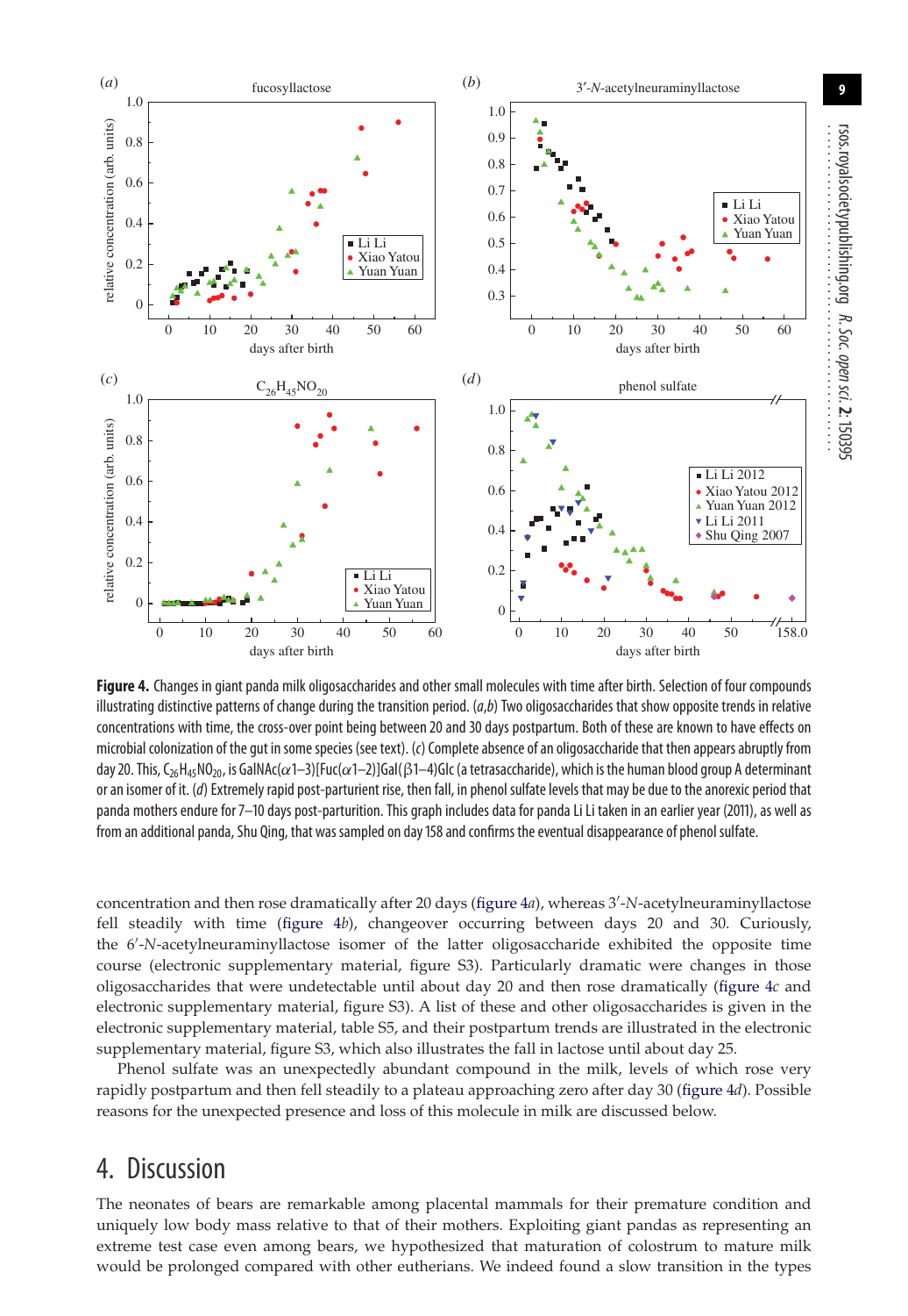**Figure 4.** Changes in giant panda milk oligosaccharides and other small molecules with time after birth. Selection of four compounds illustrating distinctive patterns of change during the transition period. (*a*,*b*) Two oligosaccharides that show opposite trends in relative concentrations with time, the cross-over point being between 20 and 30 days postpartum. Both of these are known to have effects on microbial colonization of the gut in some species (see text). (*c*) Complete absence of an oligosaccharide that then appears abruptly from day 20. This, $C_{26}H_{45}NO_{20}$, is GalNAc(α1–3)[Fuc(α1–2)]Gal(β1–4)Glc (a tetrasaccharide), which is the human blood group A determinant or an isomer of it. (*d*) Extremely rapid post-parturient rise, then fall, in phenol sulfate levels that may be due to the anorexic period that panda mothers endure for 7–10 days post-parturition. This graph includes data for panda Li Li taken in an earlier year (2011), as well as from an additional panda, Shu Qing, that was sampled on day 158 and confirms the eventual disappearance of phenol sulfate.

concentration and then rose dramatically after 20 days (figure 4*a*), whereas 3′-*N*-acetylneuraminyllactose fell steadily with time (figure 4*b*), changeover occurring between days 20 and 30. Curiously, the 6′-*N*-acetylneuraminyllactose isomer of the latter oligosaccharide exhibited the opposite time course (electronic supplementary material, figure S3). Particularly dramatic were changes in those oligosaccharides that were undetectable until about day 20 and then rose dramatically (figure 4*c* and electronic supplementary material, figure S3). A list of these and other oligosaccharides is given in the electronic supplementary material, table S5, and their postpartum trends are illustrated in the electronic supplementary material, figure S3, which also illustrates the fall in lactose until about day 25.

Phenol sulfate was an unexpectedly abundant compound in the milk, levels of which rose very rapidly postpartum and then fell steadily to a plateau approaching zero after day 30 (figure 4*d*). Possible reasons for the unexpected presence and loss of this molecule in milk are discussed below.

## 4. Discussion

The neonates of bears are remarkable among placental mammals for their premature condition and uniquely low body mass relative to that of their mothers. Exploiting giant pandas as representing an extreme test case even among bears, we hypothesized that maturation of colostrum to mature milk would be prolonged compared with other eutherians. We indeed found a slow transition in the types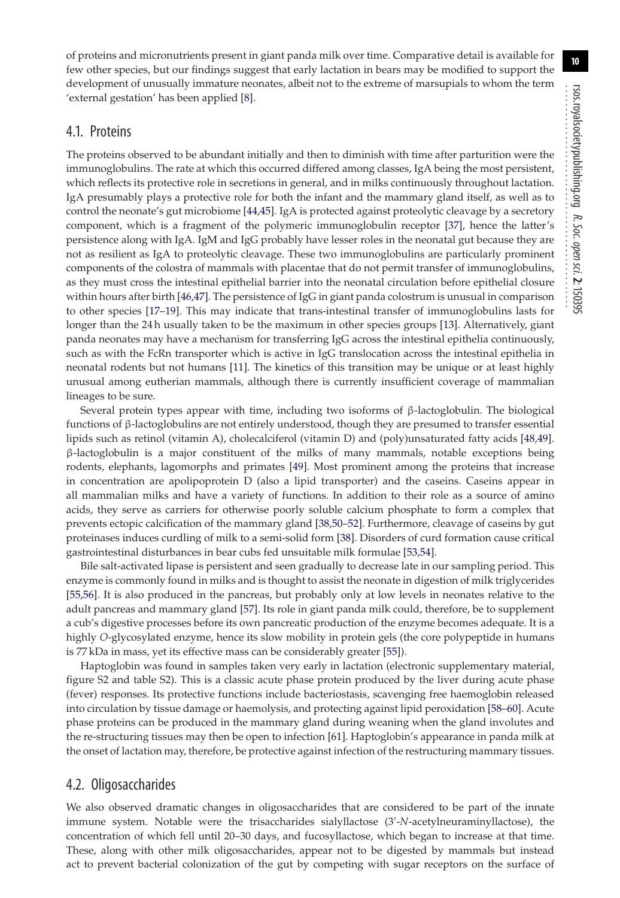of proteins and micronutrients present in giant panda milk over time. Comparative detail is available for few other species, but our findings suggest that early lactation in bears may be modified to support the development of unusually immature neonates, albeit not to the extreme of marsupials to whom the term 'external gestation' has been applied [8].

## 4.1. Proteins

The proteins observed to be abundant initially and then to diminish with time after parturition were the immunoglobulins. The rate at which this occurred differed among classes, IgA being the most persistent, which reflects its protective role in secretions in general, and in milks continuously throughout lactation. IgA presumably plays a protective role for both the infant and the mammary gland itself, as well as to control the neonate's gut microbiome [44,45]. IgA is protected against proteolytic cleavage by a secretory component, which is a fragment of the polymeric immunoglobulin receptor [37], hence the latter's persistence along with IgA. IgM and IgG probably have lesser roles in the neonatal gut because they are not as resilient as IgA to proteolytic cleavage. These two immunoglobulins are particularly prominent components of the colostra of mammals with placentae that do not permit transfer of immunoglobulins, as they must cross the intestinal epithelial barrier into the neonatal circulation before epithelial closure within hours after birth [46,47]. The persistence of IgG in giant panda colostrum is unusual in comparison to other species [17–19]. This may indicate that trans-intestinal transfer of immunoglobulins lasts for longer than the 24 h usually taken to be the maximum in other species groups [13]. Alternatively, giant panda neonates may have a mechanism for transferring IgG across the intestinal epithelia continuously, such as with the FcRn transporter which is active in IgG translocation across the intestinal epithelia in neonatal rodents but not humans [11]. The kinetics of this transition may be unique or at least highly unusual among eutherian mammals, although there is currently insufficient coverage of mammalian lineages to be sure.

Several protein types appear with time, including two isoforms of β-lactoglobulin. The biological functions of β-lactoglobulins are not entirely understood, though they are presumed to transfer essential lipids such as retinol (vitamin A), cholecalciferol (vitamin D) and (poly)unsaturated fatty acids [48,49]. β-lactoglobulin is a major constituent of the milks of many mammals, notable exceptions being rodents, elephants, lagomorphs and primates [49]. Most prominent among the proteins that increase in concentration are apolipoprotein D (also a lipid transporter) and the caseins. Caseins appear in all mammalian milks and have a variety of functions. In addition to their role as a source of amino acids, they serve as carriers for otherwise poorly soluble calcium phosphate to form a complex that prevents ectopic calcification of the mammary gland [38,50–52]. Furthermore, cleavage of caseins by gut proteinases induces curdling of milk to a semi-solid form [38]. Disorders of curd formation cause critical gastrointestinal disturbances in bear cubs fed unsuitable milk formulae [53,54].

Bile salt-activated lipase is persistent and seen gradually to decrease late in our sampling period. This enzyme is commonly found in milks and is thought to assist the neonate in digestion of milk triglycerides [55,56]. It is also produced in the pancreas, but probably only at low levels in neonates relative to the adult pancreas and mammary gland [57]. Its role in giant panda milk could, therefore, be to supplement a cub's digestive processes before its own pancreatic production of the enzyme becomes adequate. It is a highly *O*-glycosylated enzyme, hence its slow mobility in protein gels (the core polypeptide in humans is 77 kDa in mass, yet its effective mass can be considerably greater [55]).

Haptoglobin was found in samples taken very early in lactation (electronic supplementary material, figure S2 and table S2). This is a classic acute phase protein produced by the liver during acute phase (fever) responses. Its protective functions include bacteriostasis, scavenging free haemoglobin released into circulation by tissue damage or haemolysis, and protecting against lipid peroxidation [58–60]. Acute phase proteins can be produced in the mammary gland during weaning when the gland involutes and the re-structuring tissues may then be open to infection [61]. Haptoglobin's appearance in panda milk at the onset of lactation may, therefore, be protective against infection of the restructuring mammary tissues.

## 4.2. Oligosaccharides

We also observed dramatic changes in oligosaccharides that are considered to be part of the innate immune system. Notable were the trisaccharides sialyllactose (3′-*N*-acetylneuraminyllactose), the concentration of which fell until 20–30 days, and fucosyllactose, which began to increase at that time. These, along with other milk oligosaccharides, appear not to be digested by mammals but instead act to prevent bacterial colonization of the gut by competing with sugar receptors on the surface of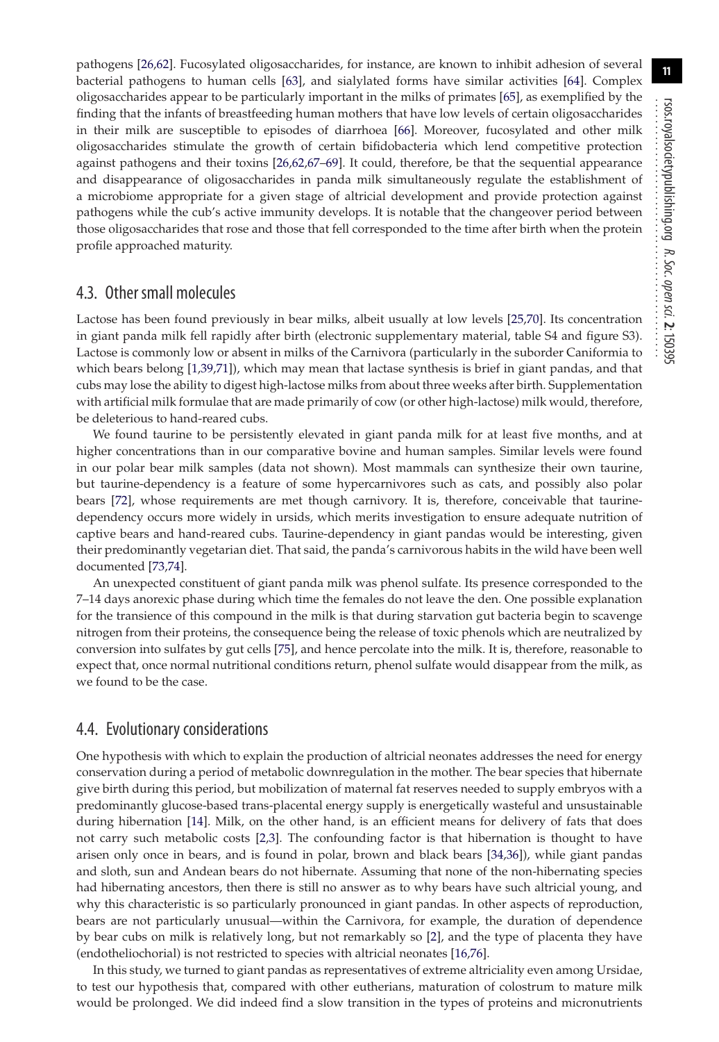pathogens [26,62]. Fucosylated oligosaccharides, for instance, are known to inhibit adhesion of several bacterial pathogens to human cells [63], and sialylated forms have similar activities [64]. Complex oligosaccharides appear to be particularly important in the milks of primates [65], as exemplified by the finding that the infants of breastfeeding human mothers that have low levels of certain oligosaccharides in their milk are susceptible to episodes of diarrhoea [66]. Moreover, fucosylated and other milk oligosaccharides stimulate the growth of certain bifidobacteria which lend competitive protection against pathogens and their toxins [26,62,67–69]. It could, therefore, be that the sequential appearance and disappearance of oligosaccharides in panda milk simultaneously regulate the establishment of a microbiome appropriate for a given stage of altricial development and provide protection against pathogens while the cub's active immunity develops. It is notable that the changeover period between those oligosaccharides that rose and those that fell corresponded to the time after birth when the protein profile approached maturity.

## 4.3. Other small molecules

Lactose has been found previously in bear milks, albeit usually at low levels [25,70]. Its concentration in giant panda milk fell rapidly after birth (electronic supplementary material, table S4 and figure S3). Lactose is commonly low or absent in milks of the Carnivora (particularly in the suborder Caniformia to which bears belong [1,39,71]), which may mean that lactase synthesis is brief in giant pandas, and that cubs may lose the ability to digest high-lactose milks from about three weeks after birth. Supplementation with artificial milk formulae that are made primarily of cow (or other high-lactose) milk would, therefore, be deleterious to hand-reared cubs.

We found taurine to be persistently elevated in giant panda milk for at least five months, and at higher concentrations than in our comparative bovine and human samples. Similar levels were found in our polar bear milk samples (data not shown). Most mammals can synthesize their own taurine, but taurine-dependency is a feature of some hypercarnivores such as cats, and possibly also polar bears [72], whose requirements are met though carnivory. It is, therefore, conceivable that taurine-dependency occurs more widely in ursids, which merits investigation to ensure adequate nutrition of captive bears and hand-reared cubs. Taurine-dependency in giant pandas would be interesting, given their predominantly vegetarian diet. That said, the panda's carnivorous habits in the wild have been well documented [73,74].

An unexpected constituent of giant panda milk was phenol sulfate. Its presence corresponded to the 7–14 days anorexic phase during which time the females do not leave the den. One possible explanation for the transience of this compound in the milk is that during starvation gut bacteria begin to scavenge nitrogen from their proteins, the consequence being the release of toxic phenols which are neutralized by conversion into sulfates by gut cells [75], and hence percolate into the milk. It is, therefore, reasonable to expect that, once normal nutritional conditions return, phenol sulfate would disappear from the milk, as we found to be the case.

## 4.4. Evolutionary considerations

One hypothesis with which to explain the production of altricial neonates addresses the need for energy conservation during a period of metabolic downregulation in the mother. The bear species that hibernate give birth during this period, but mobilization of maternal fat reserves needed to supply embryos with a predominantly glucose-based trans-placental energy supply is energetically wasteful and unsustainable during hibernation [14]. Milk, on the other hand, is an efficient means for delivery of fats that does not carry such metabolic costs [2,3]. The confounding factor is that hibernation is thought to have arisen only once in bears, and is found in polar, brown and black bears [34,36]), while giant pandas and sloth, sun and Andean bears do not hibernate. Assuming that none of the non-hibernating species had hibernating ancestors, then there is still no answer as to why bears have such altricial young, and why this characteristic is so particularly pronounced in giant pandas. In other aspects of reproduction, bears are not particularly unusual—within the Carnivora, for example, the duration of dependence by bear cubs on milk is relatively long, but not remarkably so [2], and the type of placenta they have (endotheliochorial) is not restricted to species with altricial neonates [16,76].

In this study, we turned to giant pandas as representatives of extreme altriciality even among Ursidae, to test our hypothesis that, compared with other eutherians, maturation of colostrum to mature milk would be prolonged. We did indeed find a slow transition in the types of proteins and micronutrients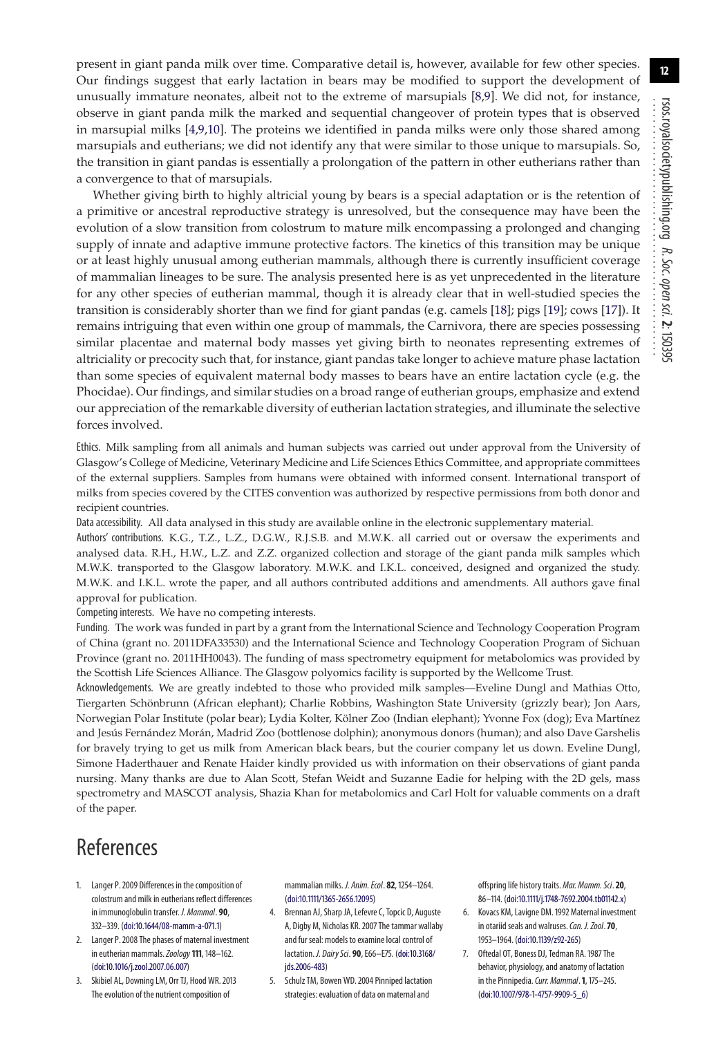present in giant panda milk over time. Comparative detail is, however, available for few other species. Our findings suggest that early lactation in bears may be modified to support the development of unusually immature neonates, albeit not to the extreme of marsupials [8,9]. We did not, for instance, observe in giant panda milk the marked and sequential changeover of protein types that is observed in marsupial milks [4,9,10]. The proteins we identified in panda milks were only those shared among marsupials and eutherians; we did not identify any that were similar to those unique to marsupials. So, the transition in giant pandas is essentially a prolongation of the pattern in other eutherians rather than a convergence to that of marsupials.

Whether giving birth to highly altricial young by bears is a special adaptation or is the retention of a primitive or ancestral reproductive strategy is unresolved, but the consequence may have been the evolution of a slow transition from colostrum to mature milk encompassing a prolonged and changing supply of innate and adaptive immune protective factors. The kinetics of this transition may be unique or at least highly unusual among eutherian mammals, although there is currently insufficient coverage of mammalian lineages to be sure. The analysis presented here is as yet unprecedented in the literature for any other species of eutherian mammal, though it is already clear that in well-studied species the transition is considerably shorter than we find for giant pandas (e.g. camels [18]; pigs [19]; cows [17]). It remains intriguing that even within one group of mammals, the Carnivora, there are species possessing similar placentae and maternal body masses yet giving birth to neonates representing extremes of altriciality or precocity such that, for instance, giant pandas take longer to achieve mature phase lactation than some species of equivalent maternal body masses to bears have an entire lactation cycle (e.g. the Phocidae). Our findings, and similar studies on a broad range of eutherian groups, emphasize and extend our appreciation of the remarkable diversity of eutherian lactation strategies, and illuminate the selective forces involved.

Ethics. Milk sampling from all animals and human subjects was carried out under approval from the University of Glasgow's College of Medicine, Veterinary Medicine and Life Sciences Ethics Committee, and appropriate committees of the external suppliers. Samples from humans were obtained with informed consent. International transport of milks from species covered by the CITES convention was authorized by respective permissions from both donor and recipient countries.

Data accessibility. All data analysed in this study are available online in the electronic supplementary material.

Authors' contributions. K.G., T.Z., L.Z., D.G.W., R.J.S.B. and M.W.K. all carried out or oversaw the experiments and analysed data. R.H., H.W., L.Z. and Z.Z. organized collection and storage of the giant panda milk samples which M.W.K. transported to the Glasgow laboratory. M.W.K. and I.K.L. conceived, designed and organized the study. M.W.K. and I.K.L. wrote the paper, and all authors contributed additions and amendments. All authors gave final approval for publication.

Competing interests. We have no competing interests.

Funding. The work was funded in part by a grant from the International Science and Technology Cooperation Program of China (grant no. 2011DFA33530) and the International Science and Technology Cooperation Program of Sichuan Province (grant no. 2011HH0043). The funding of mass spectrometry equipment for metabolomics was provided by the Scottish Life Sciences Alliance. The Glasgow polyomics facility is supported by the Wellcome Trust.

Acknowledgements. We are greatly indebted to those who provided milk samples—Eveline Dungl and Mathias Otto, Tiergarten Schönbrunn (African elephant); Charlie Robbins, Washington State University (grizzly bear); Jon Aars, Norwegian Polar Institute (polar bear); Lydia Kolter, Kölner Zoo (Indian elephant); Yvonne Fox (dog); Eva Martínez and Jesús Fernández Morán, Madrid Zoo (bottlenose dolphin); anonymous donors (human); and also Dave Garshelis for bravely trying to get us milk from American black bears, but the courier company let us down. Eveline Dungl, Simone Haderthauer and Renate Haider kindly provided us with information on their observations of giant panda nursing. Many thanks are due to Alan Scott, Stefan Weidt and Suzanne Eadie for helping with the 2D gels, mass spectrometry and MASCOT analysis, Shazia Khan for metabolomics and Carl Holt for valuable comments on a draft of the paper.

# References

1. Langer P. 2009 Differences in the composition of colostrum and milk in eutherians reflect differences in immunoglobulin transfer. *J. Mammal*. **90**, 332–339. (doi:10.1644/08-mamm-a-071.1)
2. Langer P. 2008 The phases of maternal investment in eutherian mammals. *Zoology* **111**, 148–162. (doi:10.1016/j.zool.2007.06.007)
3. Skibiel AL, Downing LM, Orr TJ, Hood WR. 2013 The evolution of the nutrient composition of mammalian milks. *J. Anim. Ecol*. **82**, 1254–1264. (doi:10.1111/1365-2656.12095)
4. Brennan AJ, Sharp JA, Lefevre C, Topcic D, Auguste A, Digby M, Nicholas KR. 2007 The tammar wallaby and fur seal: models to examine local control of lactation. *J. Dairy Sci*. **90**, E66–E75. (doi:10.3168/jds.2006-483)
5. Schulz TM, Bowen WD. 2004 Pinniped lactation strategies: evaluation of data on maternal and offspring life history traits. *Mar. Mamm. Sci*. **20**, 86–114. (doi:10.1111/j.1748-7692.2004.tb01142.x)
6. Kovacs KM, Lavigne DM. 1992 Maternal investment in otariid seals and walruses. *Can. J. Zool*. **70**, 1953–1964. (doi:10.1139/z92-265)
7. Oftedal OT, Boness DJ, Tedman RA. 1987 The behavior, physiology, and anatomy of lactation in the Pinnipedia. *Curr. Mammal*. **1**, 175–245. (doi:10.1007/978-1-4757-9909-5_6)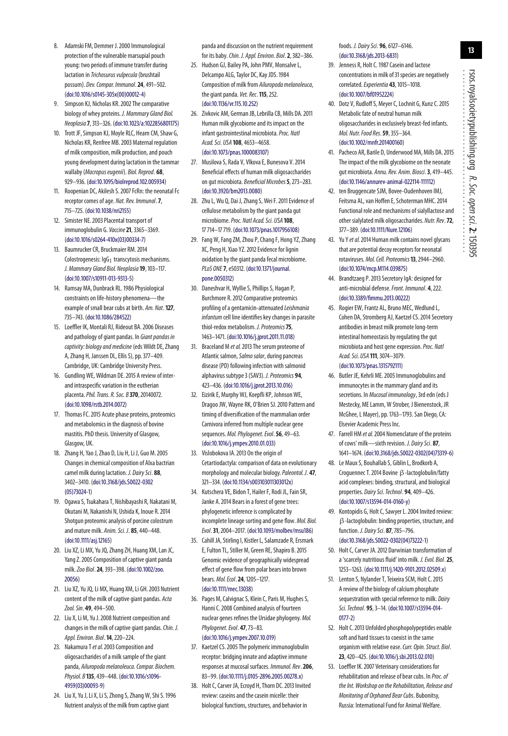8. Adamski FM, Demmer J. 2000 Immunological protection of the vulnerable marsupial pouch young: two periods of immune transfer during lactation in *Trichosurus vulpecula* (brushtail possum). *Dev. Compar. Immunol*. **24**, 491–502. (doi:10.1016/s0145-305x(00)00012-4)
9. Simpson KJ, Nicholas KR. 2002 The comparative biology of whey proteins. *J. Mammary Gland Biol. Neoplasia* **7**, 313–326. (doi:10.1023/a:1022856801175)
10. Trott JF, Simpson KJ, Moyle RLC, Hearn CM, Shaw G, Nicholas KR, Renfree MB. 2003 Maternal regulation of milk composition, milk production, and pouch young development during lactation in the tammar wallaby (*Macropus eugenii*). *Biol. Reprod*. **68**, 929–936. (doi:10.1095/biolreprod.102.005934)
11. Roopenian DC, Akilesh S. 2007 FcRn: the neonatal Fc receptor comes of age. *Nat. Rev. Immunol*. **7**, 715–725. (doi:10.1038/nri2155)
12. Simister NE. 2003 Placental transport of immunoglobulin G. *Vaccine* **21**, 3365–3369. (doi:10.1016/s0264-410x(03)00334-7)
13. Baumrucker CR, Bruckmaier RM. 2014 Colostrogenesis: $IgG_1$ transcytosis mechanisms. *J. Mammary Gland Biol. Neoplasia* **19**, 103–117. (doi:10.1007/s10911-013-9313-5)
14. Ramsay MA, Dunbrack RL. 1986 Physiological constraints on life-history phenomena—the example of small bear cubs at birth. *Am. Nat*. **127**, 735–743. (doi:10.1086/284522)
15. Loeffler IK, Montali RJ, Rideout BA. 2006 Diseases and pathology of giant pandas. In *Giant pandas in captivity: biology and medicine* (eds Wildt DE, Zhang A, Zhang H, Janssen DL, Ellis S), pp. 377–409. Cambridge, UK: Cambridge University Press.
16. Gundling WE, Wildman DE. 2015 A review of inter- and intraspecific variation in the eutherian placenta. *Phil. Trans. R. Soc. B* **370**, 20140072. (doi:10.1098/rstb.2014.0072)
17. Thomas FC. 2015 Acute phase proteins, proteomics and metabolomics in the diagnosis of bovine mastitis. PhD thesis. University of Glasgow, Glasgow, UK.
18. Zhang H, Yao J, Zhao D, Liu H, Li J, Guo M. 2005 Changes in chemical composition of Alxa bactrian camel milk during lactation. *J. Dairy Sci*. **88**, 3402–3410. (doi:10.3168/jds.S0022-0302(05)73024-1)
19. Ogawa S, Tsukahara T, Nishibayashi R, Nakatani M, Okutani M, Nakanishi N, Ushida K, Inoue R. 2014 Shotgun proteomic analysis of porcine colostrum and mature milk. *Anim. Sci. J*. **85**, 440–448. (doi:10.1111/asj.12165)
20. Liu XZ, Li MX, Yu JQ, Zhang ZH, Huang XM, Lan JC, Yang Z. 2005 Composition of captive giant panda milk. *Zoo Biol*. **24**, 393–398. (doi:10.1002/zoo.20056)
21. Liu XZ, Yu JQ, Li MX, Huang XM, Li GH. 2003 Nutrient content of the milk of captive giant pandas. *Acta Zool. Sin*. **49**, 494–500.
22. Liu X, Li M, Yu J. 2008 Nutrient composition and changes in the milk of captive giant pandas. *Chin. J. Appl. Environ. Biol*. **14**, 220–224.
23. Nakamura T *et al.* 2003 Composition and oligosaccharides of a milk sample of the giant panda, *Ailuropoda melanoleuca*. *Compar. Biochem. Physiol. B* **135**, 439–448. (doi:10.1016/s1096-4959(03)00093-9)
24. Liu X, Yu J, Li X, Li S, Zhong S, Zhang W, Shi S. 1996 Nutrient analysis of the milk from captive giant panda and discussion on the nutrient requirement for its baby. *Chin. J. Appl. Environ. Biol*. **2**, 382–386.
25. Hudson GJ, Bailey PA, John PMV, Monsalve L, Delcampo ALG, Taylor DC, Kay JDS. 1984 Composition of milk from *Ailuropoda melanoleuca*, the giant panda. *Vet. Rec*. **115**, 252. (doi:10.1136/vr.115.10.252)
26. Zivkovic AM, German JB, Lebrilla CB, Mills DA. 2011 Human milk glycobiome and its impact on the infant gastrointestinal microbiota. *Proc. Natl Acad. Sci. USA* **108**, 4653–4658. (doi:10.1073/pnas.1000083107)
27. Musilova S, Rada V, Vlkova E, Bunesova V. 2014 Beneficial effects of human milk oligosaccharides on gut microbiota. *Beneficial Microbes* **5**, 273–283. (doi:10.3920/bm2013.0080)
28. Zhu L, Wu Q, Dai J, Zhang S, Wei F. 2011 Evidence of cellulose metabolism by the giant panda gut microbiome. *Proc. Natl Acad. Sci. USA* **108**, 17 714–17 719. (doi:10.1073/pnas.1017956108)
29. Fang W, Fang ZM, Zhou P, Chang F, Hong YZ, Zhang XC, Peng H, Xiao YZ. 2012 Evidence for lignin oxidation by the giant panda fecal microbiome. *PLoS ONE* **7**, e50312. (doi:10.1371/journal.pone.0050312)
30. Daneshvar H, Wyllie S, Phillips S, Hagan P, Burchmore R. 2012 Comparative proteomics profiling of a gentamicin-attenuated *Leishmania infantum* cell line identifies key changes in parasite thiol-redox metabolism. *J. Proteomics* **75**, 1463–1471. (doi:10.1016/j.jprot.2011.11.018)
31. Braceland M *et al.* 2013 The serum proteome of Atlantic salmon, *Salmo salar*, during pancreas disease (PD) following infection with salmonid alphavirus subtype 3 (SAV3). *J. Proteomics* **94**, 423–436. (doi:10.1016/j.jprot.2013.10.016)
32. Eizirik E, Murphy WJ, Koepfli KP, Johnson WE, Dragoo JW, Wayne RK, O'Brien SJ. 2010 Pattern and timing of diversification of the mammalian order Carnivora inferred from multiple nuclear gene sequences. *Mol. Phylogenet. Evol*. **56**, 49–63. (doi:10.1016/j.ympev.2010.01.033)
33. Vislobokova IA. 2013 On the origin of Cetartiodactyla: comparison of data on evolutionary morphology and molecular biology. *Paleontol. J*. **47**, 321–334. (doi:10.1134/s003103011303012x)
34. Kutschera VE, Bidon T, Hailer F, Rodi JL, Fain SR, Janke A. 2014 Bears in a forest of gene trees: phylogenetic inference is complicated by incomplete lineage sorting and gene flow. *Mol. Biol. Evol*. **31**, 2004–2017. (doi:10.1093/molbev/msu186)
35. Cahill JA, Stirling I, Kistler L, Salamzade R, Ersmark E, Fulton TL, Stiller M, Green RE, Shapiro B. 2015 Genomic evidence of geographically widespread effect of gene flow from polar bears into brown bears. *Mol. Ecol*. **24**, 1205–1217. (doi:10.1111/mec.13038)
36. Pages M, Calvignac S, Klein C, Paris M, Hughes S, Hanni C. 2008 Combined analysis of fourteen nuclear genes refines the Ursidae phylogeny. *Mol. Phylogenet. Evol*. **47**, 73–83. (doi:10.1016/j.ympev.2007.10.019)
37. Kaetzel CS. 2005 The polymeric immunoglobulin receptor: bridging innate and adaptive immune responses at mucosal surfaces. *Immunol. Rev*. **206**, 83–99. (doi:10.1111/j.0105-2896.2005.00278.x)
38. Holt C, Carver JA, Ecroyd H, Thorn DC. 2013 Invited review: caseins and the casein micelle: their biological functions, structures, and behavior in foods. *J. Dairy Sci*. **96**, 6127–6146. (doi:10.3168/jds.2013-6831)
39. Jenness R, Holt C. 1987 Casein and lactose concentrations in milk of 31 species are negatively correlated. *Experientia* **43**, 1015–1018. (doi:10.1007/bf01952224)
40. Dotz V, Rudloff S, Meyer C, Lochnit G, Kunz C. 2015 Metabolic fate of neutral human milk oligosaccharides in exclusively breast-fed infants. *Mol. Nutr. Food Res*. **59**, 355–364. (doi:10.1002/mnfr.201400160)
41. Pacheco AR, Barile D, Underwood MA, Mills DA. 2015 The impact of the milk glycobiome on the neonate gut microbiota. *Annu. Rev. Anim. Biosci*. **3**, 419–445. (doi:10.1146/annurev-animal-022114-111112)
42. ten Bruggencate SJM, Bovee-Oudenhoven IMJ, Feitsma AL, van Hoffen E, Schoterman MHC. 2014 Functional role and mechanisms of sialyllactose and other sialylated milk oligosaccharides. *Nutr. Rev*. **72**, 377–389. (doi:10.1111/Nure.12106)
43. Yu Y *et al.* 2014 Human milk contains novel glycans that are potential decoy receptors for neonatal rotaviruses. *Mol. Cell. Proteomics* **13**, 2944–2960. (doi:10.1074/mcp.M114.039875)
44. Brandtzaeg P. 2013 Secretory IgA: designed for anti-microbial defense. *Front. Immunol*. **4**, 222. (doi:10.3389/fimmu.2013.00222)
45. Rogier EW, Frantz AL, Bruno MEC, Wedlund L, Cohen DA, Stromberg AJ, Kaetzel CS. 2014 Secretory antibodies in breast milk promote long-term intestinal homeostasis by regulating the gut microbiota and host gene expression. *Proc. Natl Acad. Sci. USA* **111**, 3074–3079. (doi:10.1073/pnas.1315792111)
46. Butler JE, Kehrli ME. 2005 Immunoglobulins and immunocytes in the mammary gland and its secretions. In *Mucosal immunology*, 3rd edn (eds J Mestecky, ME Lamm, W Strober, J Bienenstock, JR McGhee, L Mayer), pp. 1763–1793. San Diego, CA: Elsevier Academic Press Inc.
47. Farrell HM *et al.* 2004 Nomenclature of the proteins of cows' milk—sixth revision. *J. Dairy Sci*. **87**, 1641–1674. (doi:10.3168/jds.S0022-0302(04)73319-6)
48. Le Maux S, Bouhallab S, Giblin L, Brodkorb A, Croguennec T. 2014 Bovine β-lactoglobulin/fatty acid complexes: binding, structural, and biological properties. *Dairy Sci. Technol*. **94**, 409–426. (doi:10.1007/s13594-014-0160-y)
49. Kontopidis G, Holt C, Sawyer L. 2004 Invited review: β-lactoglobulin: binding properties, structure, and function. *J. Dairy Sci*. **87**, 785–796. (doi:10.3168/jds.S0022-0302(04)73222-1)
50. Holt C, Carver JA. 2012 Darwinian transformation of a 'scarcely nutritious fluid' into milk. *J. Evol. Biol*. **25**, 1253–1263. (doi:10.1111/j.1420-9101.2012.02509.x)
51. Lenton S, Nylander T, Teixeira SCM, Holt C. 2015 A review of the biology of calcium phosphate sequestration with special reference to milk. *Dairy Sci. Technol*. **95**, 3–14. (doi:10.1007/s13594-014-0177-2)
52. Holt C. 2013 Unfolded phosphopolypeptides enable soft and hard tissues to coexist in the same organism with relative ease. *Curr. Opin. Struct. Biol*. **23**, 420–425. (doi:10.1016/j.sbi.2013.02.010)
53. Loeffler IK. 2007 Veterinary considerations for rehabilitation and release of bear cubs. In *Proc. of the Int. Workshop on the Rehabilitation, Release and Monitoring of Orphaned Bear Cubs*. Bubonitsy, Russia: International Fund for Animal Welfare.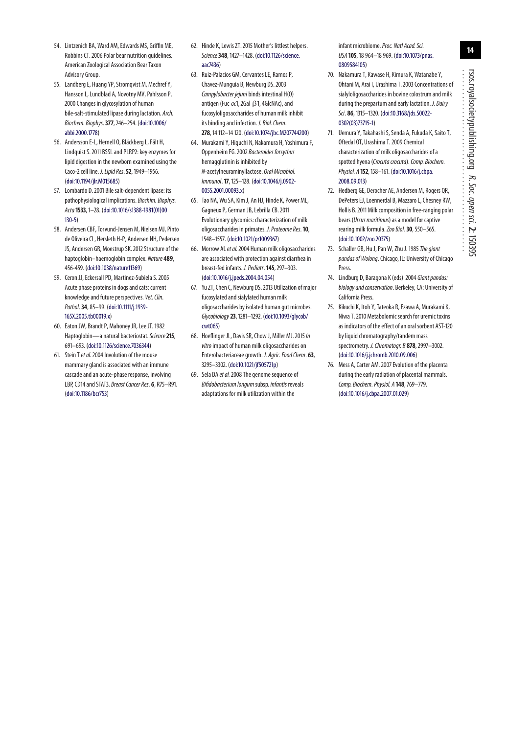54. Lintzenich BA, Ward AM, Edwards MS, Griffin ME, Robbins CT. 2006 Polar bear nutrition guidelines. American Zoological Association Bear Taxon Advisory Group.
55. Landberg E, Huang YP, Stromqvist M, Mechref Y, Hansson L, Lundblad A, Novotny MV, Pahlsson P. 2000 Changes in glycosylation of human bile-salt-stimulated lipase during lactation. *Arch. Biochem. Biophys*. **377**, 246–254. (doi:10.1006/abbi.2000.1778)
56. Andersson E-L, Hernell O, Bläckberg L, Fält H, Lindquist S. 2011 BSSL and PLRP2: key enzymes for lipid digestion in the newborn examined using the Caco-2 cell line. *J. Lipid Res*. **52**, 1949–1956. (doi:10.1194/jlr.M015685)
57. Lombardo D. 2001 Bile salt-dependent lipase: its pathophysiological implications. *Biochim. Biophys. Acta* **1533**, 1–28. (doi:10.1016/s1388-1981(01)00130-5)
58. Andersen CBF, Torvund-Jensen M, Nielsen MJ, Pinto de Oliveira CL, Hersleth H-P, Andersen NH, Pedersen JS, Andersen GR, Moestrup SK. 2012 Structure of the haptoglobin–haemoglobin complex. *Nature* **489**, 456-459. (doi:10.1038/nature11369)
59. Ceron JJ, Eckersall PD, Martinez-Subiela S. 2005 Acute phase proteins in dogs and cats: current knowledge and future perspectives. *Vet. Clin. Pathol*. **34**, 85–99. (doi:10.1111/j.1939-165X.2005.tb00019.x)
60. Eaton JW, Brandt P, Mahoney JR, Lee JT. 1982 Haptoglobin—a natural bacteriostat. *Science* **215**, 691–693. (doi:10.1126/science.7036344)
61. Stein T *et al.* 2004 Involution of the mouse mammary gland is associated with an immune cascade and an acute-phase response, involving LBP, CD14 and STAT3. *Breast Cancer Res*. **6**, R75–R91. (doi:10.1186/bcr753)
62. Hinde K, Lewis ZT. 2015 Mother's littlest helpers. *Science* **348**, 1427–1428. (doi:10.1126/science.aac7436)
63. Ruiz-Palacios GM, Cervantes LE, Ramos P, Chavez-Munguia B, Newburg DS. 2003 *Campylobacter jejuni* binds intestinal H(O) antigen (Fuc $\alpha$1, 2Gal $\beta$1, 4GlcNAc), and fucosyloligosaccharides of human milk inhibit its binding and infection. *J. Biol. Chem*. **278**, 14 112–14 120. (doi:10.1074/jbc.M207744200)
64. Murakami Y, Higuchi N, Nakamura H, Yoshimura F, Oppenheim FG. 2002 *Bacteroides forsythus* hemagglutinin is inhibited by *N*-acetylneuraminyllactose. *Oral Microbiol. Immunol*. **17**, 125–128. (doi:10.1046/j.0902-0055.2001.00093.x)
65. Tao NA, Wu SA, Kim J, An HJ, Hinde K, Power ML, Gagneux P, German JB, Lebrilla CB. 2011 Evolutionary glycomics: characterization of milk oligosaccharides in primates. *J. Proteome Res*. **10**, 1548–1557. (doi:10.1021/pr1009367)
66. Morrow AL *et al.* 2004 Human milk oligosaccharides are associated with protection against diarrhea in breast-fed infants. *J. Pediatr*. **145**, 297–303. (doi:10.1016/j.jpeds.2004.04.054)
67. Yu ZT, Chen C, Newburg DS. 2013 Utilization of major fucosylated and sialylated human milk oligosaccharides by isolated human gut microbes. *Glycobiology* **23**, 1281–1292. (doi:10.1093/glycob/cwt065)
68. Hoeflinger JL, Davis SR, Chow J, Miller MJ. 2015 *In vitro* impact of human milk oligosaccharides on Enterobacteriaceae growth. *J. Agric. Food Chem*. **63**, 3295–3302. (doi:10.1021/jf505721p)
69. Sela DA *et al.* 2008 The genome sequence of *Bifidobacterium longum* subsp. *infantis* reveals adaptations for milk utilization within the infant microbiome. *Proc. Natl Acad. Sci. USA* **105**, 18 964–18 969. (doi:10.1073/pnas.0809584105)
70. Nakamura T, Kawase H, Kimura K, Watanabe Y, Ohtani M, Arai I, Urashima T. 2003 Concentrations of sialyloligosaccharides in bovine colostrum and milk during the prepartum and early lactation. *J. Dairy Sci*. **86**, 1315–1320. (doi:10.3168/jds.S0022-0302(03)73715-1)
71. Uemura Y, Takahashi S, Senda A, Fukuda K, Saito T, Oftedal OT, Urashima T. 2009 Chemical characterization of milk oligosaccharides of a spotted hyena (*Crocuta crocuta*). *Comp. Biochem. Physiol. A* **152**, 158–161. (doi:10.1016/j.cbpa.2008.09.013)
72. Hedberg GE, Derocher AE, Andersen M, Rogers QR, DePeters EJ, Loennerdal B, Mazzaro L, Chesney RW, Hollis B. 2011 Milk composition in free-ranging polar bears (*Ursus maritimus*) as a model for captive rearing milk formula. *Zoo Biol*. **30**, 550–565. (doi:10.1002/zoo.20375)
73. Schaller GB, Hu J, Pan W, Zhu J. 1985 *The giant pandas of Wolong*. Chicago, IL: University of Chicago Press.
74. Lindburg D, Baragona K (eds) 2004 *Giant pandas: biology and conservation*. Berkeley, CA: University of California Press.
75. Kikuchi K, Itoh Y, Tateoka R, Ezawa A, Murakami K, Niwa T. 2010 Metabolomic search for uremic toxins as indicators of the effect of an oral sorbent AST-120 by liquid chromatography/tandem mass spectrometry. *J. Chromatogr. B* **878**, 2997–3002. (doi:10.1016/j.jchromb.2010.09.006)
76. Mess A, Carter AM. 2007 Evolution of the placenta during the early radiation of placental mammals. *Comp. Biochem. Physiol. A* **148**, 769–779. (doi:10.1016/j.cbpa.2007.01.029)